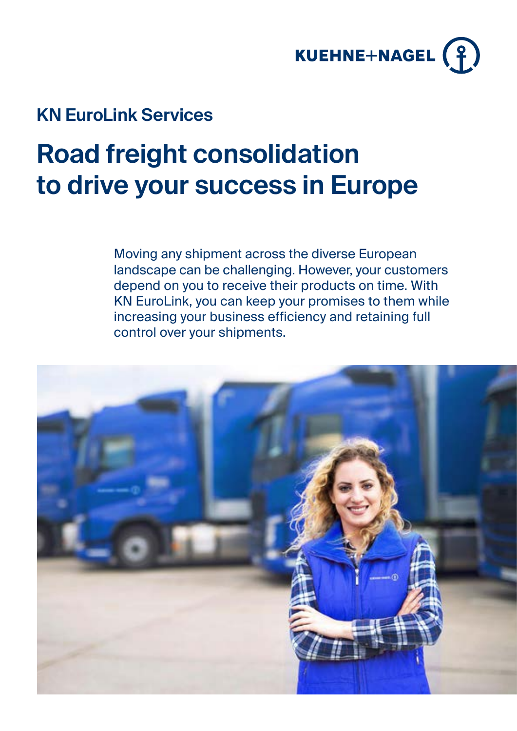KUEHNE+NAGEL

## KN EuroLink Services

# Road freight consolidation to drive your success in Europe

Moving any shipment across the diverse European landscape can be challenging. However, your customers depend on you to receive their products on time. With KN EuroLink, you can keep your promises to them while increasing your business efficiency and retaining full control over your shipments.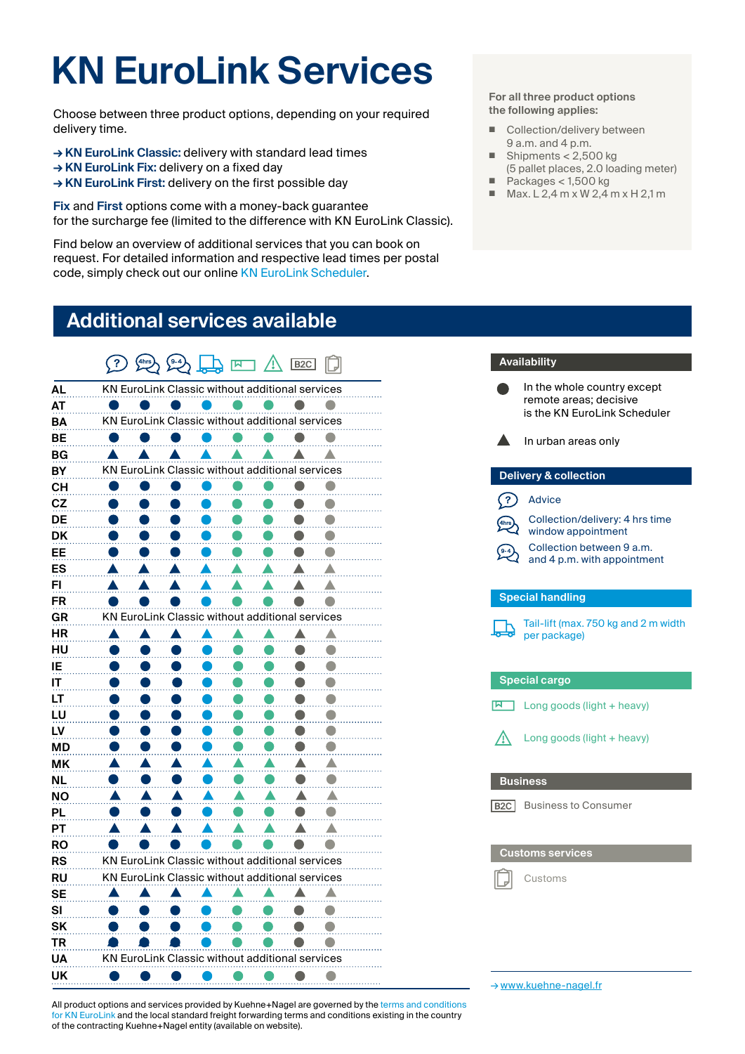# KN EuroLink Services

Choose between three product options, depending on your required delivery time.

→ **KN EuroLink Classic:** delivery with standard lead times
→ **KN EuroLink Fix:** delivery on a fixed day
→ **KN EuroLink First:** delivery on the first possible day

**Fix** and **First** options come with a money-back guarantee for the surcharge fee (limited to the difference with KN EuroLink Classic).

Find below an overview of additional services that you can book on request. For detailed information and respective lead times per postal code, simply check out our online KN EuroLink Scheduler.

**For all three product options the following applies:**

- Collection/delivery between 9 a.m. and 4 p.m.
- Shipments < 2,500 kg (5 pallet places, 2.0 loading meter)
- Packages < 1,500 kg
- Max. L 2,4 m x W 2,4 m x H 2,1 m

## Additional services available

| Country | Advice | 4hrs | 9-4 | Tail-lift | Long goods | Long goods (warning) | B2C | Customs |
|---|---|---|---|---|---|---|---|---|
| AL | KN EuroLink Classic without additional services | | | | | | | |
| AT | ● | ● | ● | ● | ● | ● | ● | ● |
| BA | KN EuroLink Classic without additional services | | | | | | | |
| BE | ● | ● | ● | ● | ● | ● | ● | ● |
| BG | ▲ | ▲ | ▲ | ▲ | ▲ | ▲ | ▲ | ▲ |
| BY | KN EuroLink Classic without additional services | | | | | | | |
| CH | ● | ● | ● | ● | ● | ● | ● | ● |
| CZ | ● | ● | ● | ● | ● | ● | ● | ● |
| DE | ● | ● | ● | ● | ● | ● | ● | ● |
| DK | ● | ● | ● | ● | ● | ● | ● | ● |
| EE | ● | ● | ● | ● | ● | ● | ● | ● |
| ES | ▲ | ▲ | ▲ | ▲ | ▲ | ▲ | ▲ | ▲ |
| FI | ▲ | ▲ | ▲ | ▲ | ▲ | ▲ | ▲ | ▲ |
| FR | ● | ● | ● | ● | ● | ● | ● | ● |
| GR | KN EuroLink Classic without additional services | | | | | | | |
| HR | ▲ | ▲ | ▲ | ▲ | ▲ | ▲ | ▲ | ▲ |
| HU | ● | ● | ● | ● | ● | ● | ● | ● |
| IE | ● | ● | ● | ● | ● | ● | ● | ● |
| IT | ● | ● | ● | ● | ● | ● | ● | ● |
| LT | ● | ● | ● | ● | ● | ● | ● | ● |
| LU | ● | ● | ● | ● | ● | ● | ● | ● |
| LV | ● | ● | ● | ● | ● | ● | ● | ● |
| MD | ● | ● | ● | ● | ● | ● | ● | ● |
| MK | ▲ | ▲ | ▲ | ▲ | ▲ | ▲ | ▲ | ▲ |
| NL | ● | ● | ● | ● | ● | ● | ● | ● |
| NO | ▲ | ▲ | ▲ | ▲ | ▲ | ▲ | ▲ | ▲ |
| PL | ● | ● | ● | ● | ● | ● | ● | ● |
| PT | ▲ | ▲ | ▲ | ▲ | ▲ | ▲ | ▲ | ▲ |
| RO | ● | ● | ● | ● | ● | ● | ● | ● |
| RS | KN EuroLink Classic without additional services | | | | | | | |
| RU | KN EuroLink Classic without additional services | | | | | | | |
| SE | ▲ | ▲ | ▲ | ▲ | ▲ | ▲ | ▲ | ▲ |
| SI | ● | ● | ● | ● | ● | ● | ● | ● |
| SK | ● | ● | ● | ● | ● | ● | ● | ● |
| TR | ● | ● | ● | ● | ● | ● | ● | ● |
| UA | KN EuroLink Classic without additional services | | | | | | | |
| UK | ● | ● | ● | ● | ● | ● | ● | ● |

### Availability

● In the whole country except remote areas; decisive is the KN EuroLink Scheduler

▲ In urban areas only

### Delivery & collection

- Advice
- Collection/delivery: 4 hrs time window appointment
- Collection between 9 a.m. and 4 p.m. with appointment

### Special handling

- Tail-lift (max. 750 kg and 2 m width per package)

### Special cargo

- Long goods (light + heavy)
- Long goods (light + heavy)

### Business

- B2C Business to Consumer

### Customs services

- Customs

→ www.kuehne-nagel.fr

All product options and services provided by Kuehne+Nagel are governed by the terms and conditions for KN EuroLink and the local standard freight forwarding terms and conditions existing in the country of the contracting Kuehne+Nagel entity (available on website).